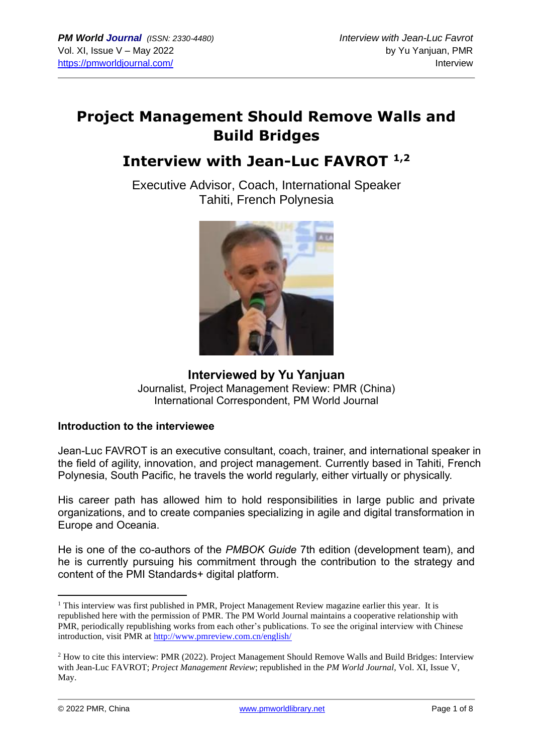# Project Management Should Remove Walls and Build Bridges

## Interview with Jean-Luc FAVROT [1,2]

Executive Advisor, Coach, International Speaker
Tahiti, French Polynesia

**Interviewed by Yu Yanjuan**
Journalist, Project Management Review: PMR (China)
International Correspondent, PM World Journal

**Introduction to the interviewee**

Jean-Luc FAVROT is an executive consultant, coach, trainer, and international speaker in the field of agility, innovation, and project management. Currently based in Tahiti, French Polynesia, South Pacific, he travels the world regularly, either virtually or physically.

His career path has allowed him to hold responsibilities in large public and private organizations, and to create companies specializing in agile and digital transformation in Europe and Oceania.

He is one of the co-authors of the *PMBOK Guide* 7th edition (development team), and he is currently pursuing his commitment through the contribution to the strategy and content of the PMI Standards+ digital platform.

---

[1] This interview was first published in PMR, Project Management Review magazine earlier this year. It is republished here with the permission of PMR. The PM World Journal maintains a cooperative relationship with PMR, periodically republishing works from each other's publications. To see the original interview with Chinese introduction, visit PMR at http://www.pmreview.com.cn/english/

[2] How to cite this interview: PMR (2022). Project Management Should Remove Walls and Build Bridges: Interview with Jean-Luc FAVROT; *Project Management Review*; republished in the *PM World Journal*, Vol. XI, Issue V, May.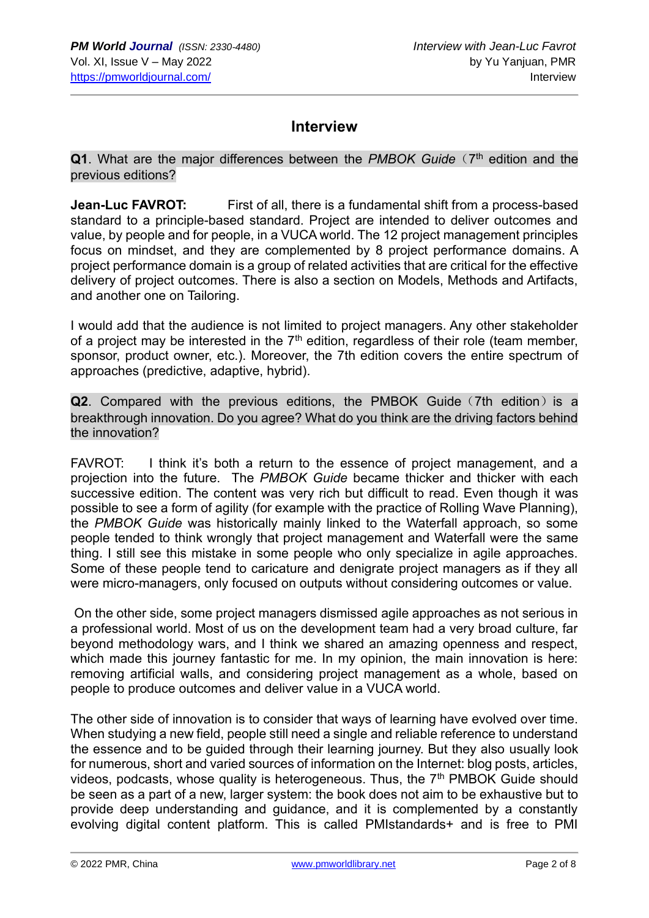## Interview

**Q1**. What are the major differences between the *PMBOK Guide*（7th edition and the previous editions?

**Jean-Luc FAVROT:** First of all, there is a fundamental shift from a process-based standard to a principle-based standard. Project are intended to deliver outcomes and value, by people and for people, in a VUCA world. The 12 project management principles focus on mindset, and they are complemented by 8 project performance domains. A project performance domain is a group of related activities that are critical for the effective delivery of project outcomes. There is also a section on Models, Methods and Artifacts, and another one on Tailoring.

I would add that the audience is not limited to project managers. Any other stakeholder of a project may be interested in the 7th edition, regardless of their role (team member, sponsor, product owner, etc.). Moreover, the 7th edition covers the entire spectrum of approaches (predictive, adaptive, hybrid).

**Q2**. Compared with the previous editions, the PMBOK Guide（7th edition）is a breakthrough innovation. Do you agree? What do you think are the driving factors behind the innovation?

FAVROT: I think it's both a return to the essence of project management, and a projection into the future. The *PMBOK Guide* became thicker and thicker with each successive edition. The content was very rich but difficult to read. Even though it was possible to see a form of agility (for example with the practice of Rolling Wave Planning), the *PMBOK Guide* was historically mainly linked to the Waterfall approach, so some people tended to think wrongly that project management and Waterfall were the same thing. I still see this mistake in some people who only specialize in agile approaches. Some of these people tend to caricature and denigrate project managers as if they all were micro-managers, only focused on outputs without considering outcomes or value.

On the other side, some project managers dismissed agile approaches as not serious in a professional world. Most of us on the development team had a very broad culture, far beyond methodology wars, and I think we shared an amazing openness and respect, which made this journey fantastic for me. In my opinion, the main innovation is here: removing artificial walls, and considering project management as a whole, based on people to produce outcomes and deliver value in a VUCA world.

The other side of innovation is to consider that ways of learning have evolved over time. When studying a new field, people still need a single and reliable reference to understand the essence and to be guided through their learning journey. But they also usually look for numerous, short and varied sources of information on the Internet: blog posts, articles, videos, podcasts, whose quality is heterogeneous. Thus, the 7th PMBOK Guide should be seen as a part of a new, larger system: the book does not aim to be exhaustive but to provide deep understanding and guidance, and it is complemented by a constantly evolving digital content platform. This is called PMIstandards+ and is free to PMI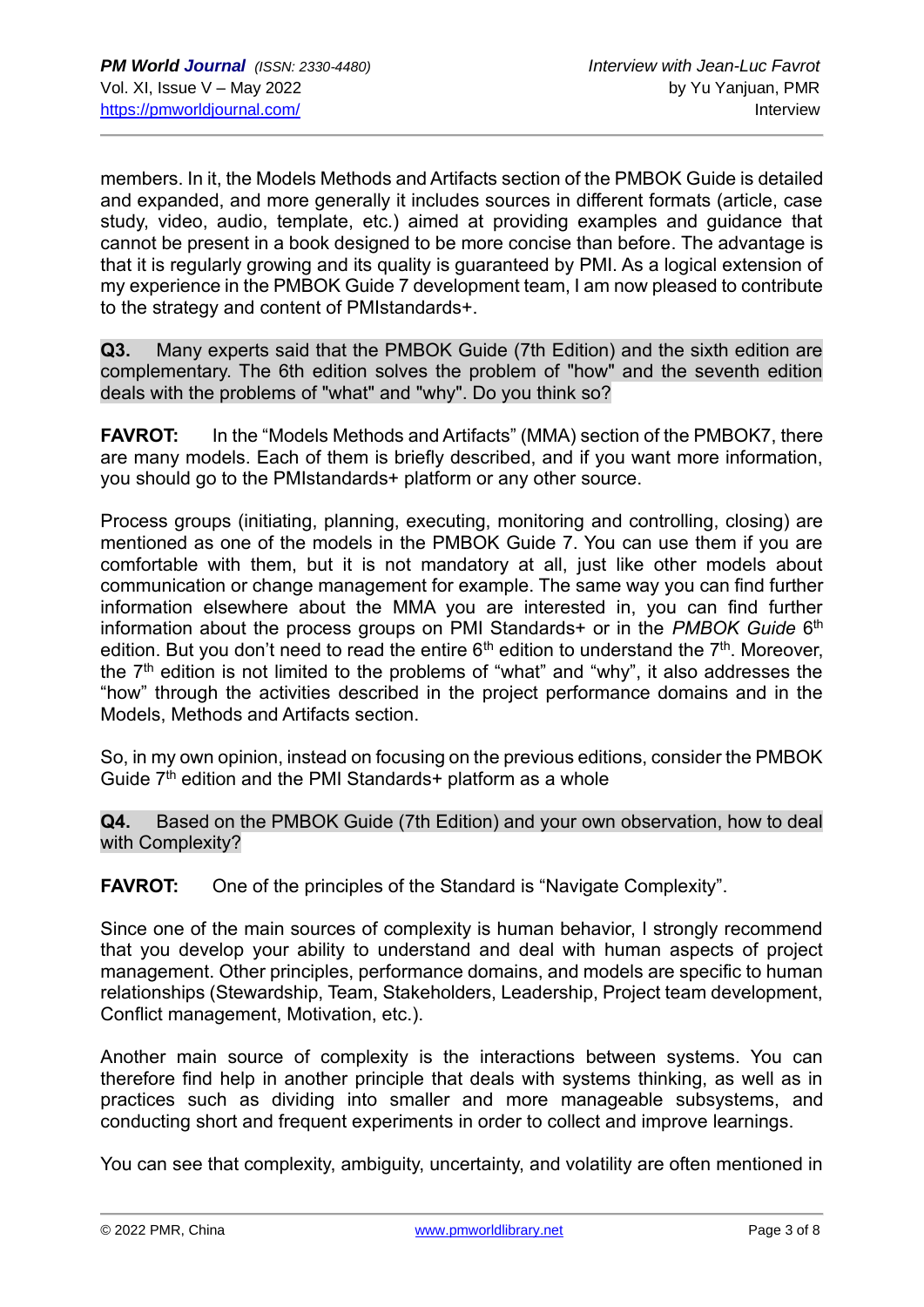members. In it, the Models Methods and Artifacts section of the PMBOK Guide is detailed and expanded, and more generally it includes sources in different formats (article, case study, video, audio, template, etc.) aimed at providing examples and guidance that cannot be present in a book designed to be more concise than before. The advantage is that it is regularly growing and its quality is guaranteed by PMI. As a logical extension of my experience in the PMBOK Guide 7 development team, I am now pleased to contribute to the strategy and content of PMIstandards+.

**Q3.** Many experts said that the PMBOK Guide (7th Edition) and the sixth edition are complementary. The 6th edition solves the problem of "how" and the seventh edition deals with the problems of "what" and "why". Do you think so?

**FAVROT:** In the "Models Methods and Artifacts" (MMA) section of the PMBOK7, there are many models. Each of them is briefly described, and if you want more information, you should go to the PMIstandards+ platform or any other source.

Process groups (initiating, planning, executing, monitoring and controlling, closing) are mentioned as one of the models in the PMBOK Guide 7. You can use them if you are comfortable with them, but it is not mandatory at all, just like other models about communication or change management for example. The same way you can find further information elsewhere about the MMA you are interested in, you can find further information about the process groups on PMI Standards+ or in the *PMBOK Guide* 6th edition. But you don't need to read the entire 6th edition to understand the 7th. Moreover, the 7th edition is not limited to the problems of "what" and "why", it also addresses the "how" through the activities described in the project performance domains and in the Models, Methods and Artifacts section.

So, in my own opinion, instead on focusing on the previous editions, consider the PMBOK Guide 7th edition and the PMI Standards+ platform as a whole

**Q4.** Based on the PMBOK Guide (7th Edition) and your own observation, how to deal with Complexity?

**FAVROT:** One of the principles of the Standard is "Navigate Complexity".

Since one of the main sources of complexity is human behavior, I strongly recommend that you develop your ability to understand and deal with human aspects of project management. Other principles, performance domains, and models are specific to human relationships (Stewardship, Team, Stakeholders, Leadership, Project team development, Conflict management, Motivation, etc.).

Another main source of complexity is the interactions between systems. You can therefore find help in another principle that deals with systems thinking, as well as in practices such as dividing into smaller and more manageable subsystems, and conducting short and frequent experiments in order to collect and improve learnings.

You can see that complexity, ambiguity, uncertainty, and volatility are often mentioned in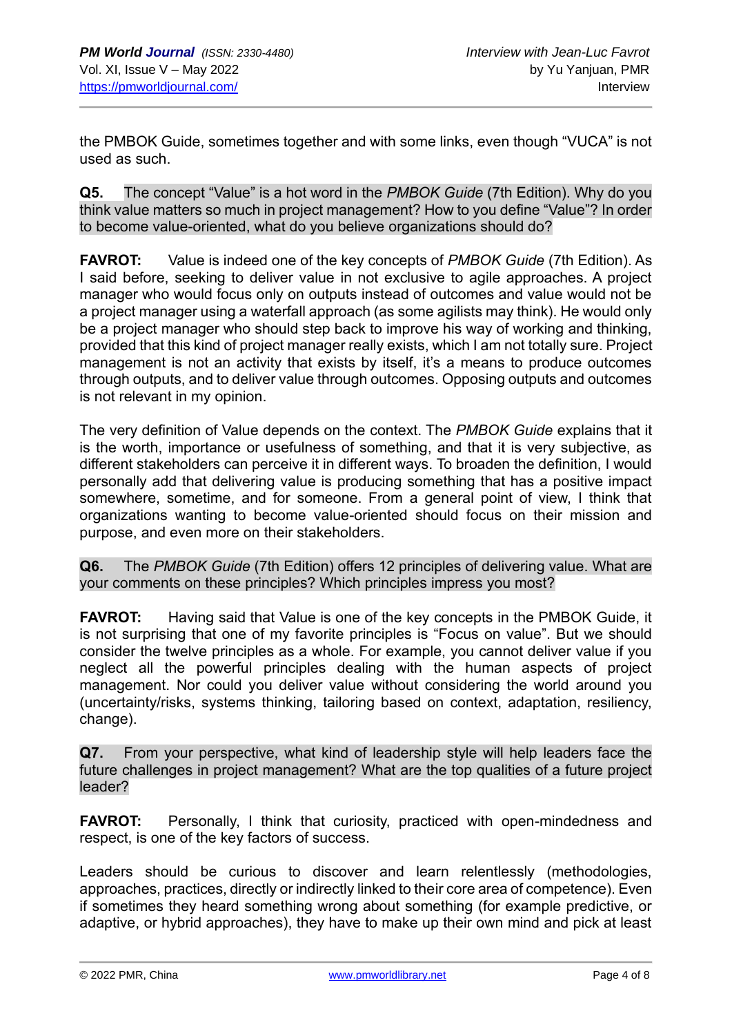the PMBOK Guide, sometimes together and with some links, even though "VUCA" is not used as such.

**Q5.** The concept "Value" is a hot word in the *PMBOK Guide* (7th Edition). Why do you think value matters so much in project management? How to you define "Value"? In order to become value-oriented, what do you believe organizations should do?

**FAVROT:** Value is indeed one of the key concepts of *PMBOK Guide* (7th Edition). As I said before, seeking to deliver value in not exclusive to agile approaches. A project manager who would focus only on outputs instead of outcomes and value would not be a project manager using a waterfall approach (as some agilists may think). He would only be a project manager who should step back to improve his way of working and thinking, provided that this kind of project manager really exists, which I am not totally sure. Project management is not an activity that exists by itself, it's a means to produce outcomes through outputs, and to deliver value through outcomes. Opposing outputs and outcomes is not relevant in my opinion.

The very definition of Value depends on the context. The *PMBOK Guide* explains that it is the worth, importance or usefulness of something, and that it is very subjective, as different stakeholders can perceive it in different ways. To broaden the definition, I would personally add that delivering value is producing something that has a positive impact somewhere, sometime, and for someone. From a general point of view, I think that organizations wanting to become value-oriented should focus on their mission and purpose, and even more on their stakeholders.

**Q6.** The *PMBOK Guide* (7th Edition) offers 12 principles of delivering value. What are your comments on these principles? Which principles impress you most?

**FAVROT:** Having said that Value is one of the key concepts in the PMBOK Guide, it is not surprising that one of my favorite principles is "Focus on value". But we should consider the twelve principles as a whole. For example, you cannot deliver value if you neglect all the powerful principles dealing with the human aspects of project management. Nor could you deliver value without considering the world around you (uncertainty/risks, systems thinking, tailoring based on context, adaptation, resiliency, change).

**Q7.** From your perspective, what kind of leadership style will help leaders face the future challenges in project management? What are the top qualities of a future project leader?

**FAVROT:** Personally, I think that curiosity, practiced with open-mindedness and respect, is one of the key factors of success.

Leaders should be curious to discover and learn relentlessly (methodologies, approaches, practices, directly or indirectly linked to their core area of competence). Even if sometimes they heard something wrong about something (for example predictive, or adaptive, or hybrid approaches), they have to make up their own mind and pick at least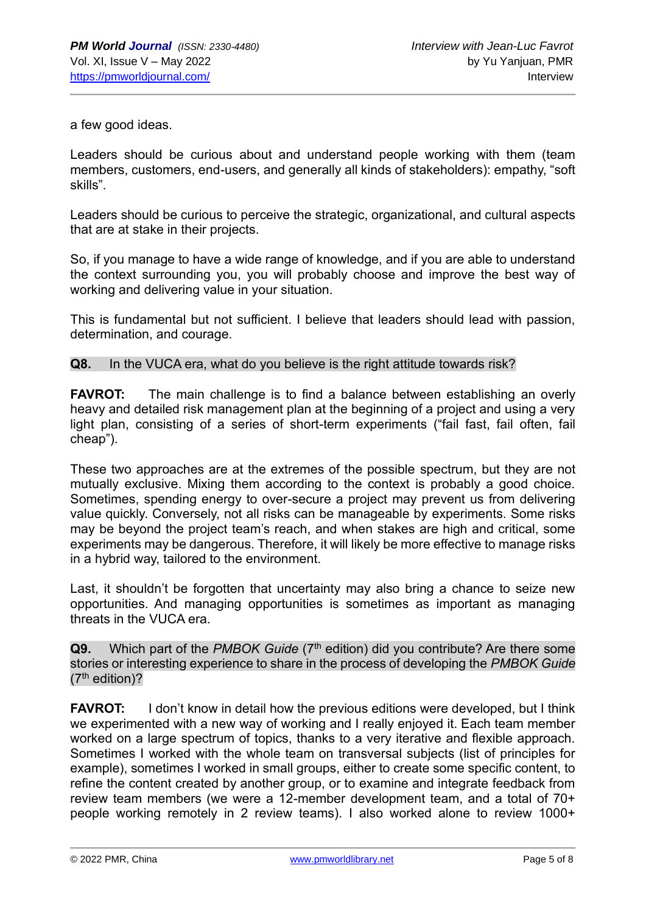a few good ideas.

Leaders should be curious about and understand people working with them (team members, customers, end-users, and generally all kinds of stakeholders): empathy, "soft skills".

Leaders should be curious to perceive the strategic, organizational, and cultural aspects that are at stake in their projects.

So, if you manage to have a wide range of knowledge, and if you are able to understand the context surrounding you, you will probably choose and improve the best way of working and delivering value in your situation.

This is fundamental but not sufficient. I believe that leaders should lead with passion, determination, and courage.

**Q8.** In the VUCA era, what do you believe is the right attitude towards risk?

**FAVROT:** The main challenge is to find a balance between establishing an overly heavy and detailed risk management plan at the beginning of a project and using a very light plan, consisting of a series of short-term experiments ("fail fast, fail often, fail cheap").

These two approaches are at the extremes of the possible spectrum, but they are not mutually exclusive. Mixing them according to the context is probably a good choice. Sometimes, spending energy to over-secure a project may prevent us from delivering value quickly. Conversely, not all risks can be manageable by experiments. Some risks may be beyond the project team's reach, and when stakes are high and critical, some experiments may be dangerous. Therefore, it will likely be more effective to manage risks in a hybrid way, tailored to the environment.

Last, it shouldn't be forgotten that uncertainty may also bring a chance to seize new opportunities. And managing opportunities is sometimes as important as managing threats in the VUCA era.

**Q9.** Which part of the *PMBOK Guide* (7th edition) did you contribute? Are there some stories or interesting experience to share in the process of developing the *PMBOK Guide* (7th edition)?

**FAVROT:** I don't know in detail how the previous editions were developed, but I think we experimented with a new way of working and I really enjoyed it. Each team member worked on a large spectrum of topics, thanks to a very iterative and flexible approach. Sometimes I worked with the whole team on transversal subjects (list of principles for example), sometimes I worked in small groups, either to create some specific content, to refine the content created by another group, or to examine and integrate feedback from review team members (we were a 12-member development team, and a total of 70+ people working remotely in 2 review teams). I also worked alone to review 1000+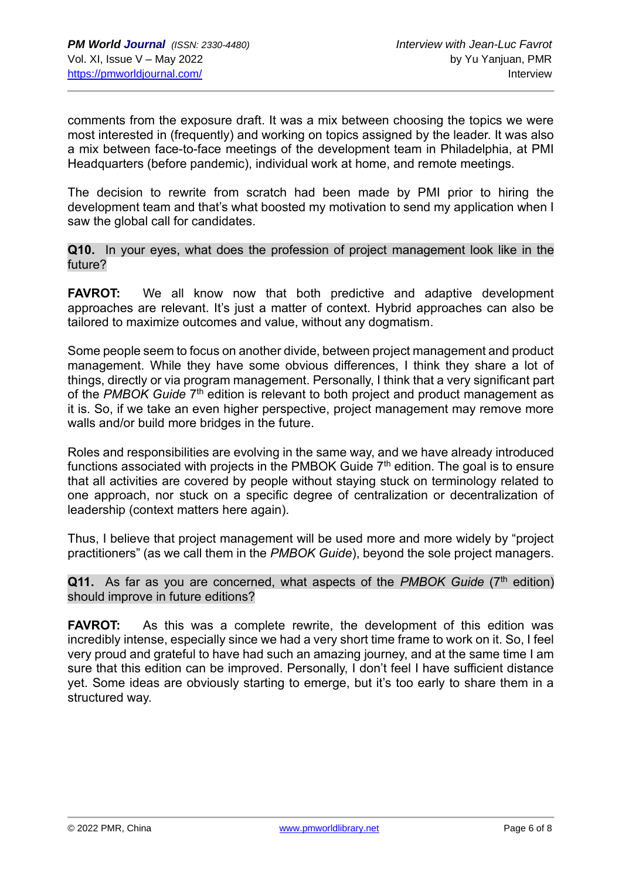comments from the exposure draft. It was a mix between choosing the topics we were most interested in (frequently) and working on topics assigned by the leader. It was also a mix between face-to-face meetings of the development team in Philadelphia, at PMI Headquarters (before pandemic), individual work at home, and remote meetings.

The decision to rewrite from scratch had been made by PMI prior to hiring the development team and that's what boosted my motivation to send my application when I saw the global call for candidates.

**Q10.** In your eyes, what does the profession of project management look like in the future?

**FAVROT:** We all know now that both predictive and adaptive development approaches are relevant. It's just a matter of context. Hybrid approaches can also be tailored to maximize outcomes and value, without any dogmatism.

Some people seem to focus on another divide, between project management and product management. While they have some obvious differences, I think they share a lot of things, directly or via program management. Personally, I think that a very significant part of the *PMBOK Guide* 7th edition is relevant to both project and product management as it is. So, if we take an even higher perspective, project management may remove more walls and/or build more bridges in the future.

Roles and responsibilities are evolving in the same way, and we have already introduced functions associated with projects in the PMBOK Guide 7th edition. The goal is to ensure that all activities are covered by people without staying stuck on terminology related to one approach, nor stuck on a specific degree of centralization or decentralization of leadership (context matters here again).

Thus, I believe that project management will be used more and more widely by "project practitioners" (as we call them in the *PMBOK Guide*), beyond the sole project managers.

**Q11.** As far as you are concerned, what aspects of the *PMBOK Guide* (7th edition) should improve in future editions?

**FAVROT:** As this was a complete rewrite, the development of this edition was incredibly intense, especially since we had a very short time frame to work on it. So, I feel very proud and grateful to have had such an amazing journey, and at the same time I am sure that this edition can be improved. Personally, I don't feel I have sufficient distance yet. Some ideas are obviously starting to emerge, but it's too early to share them in a structured way.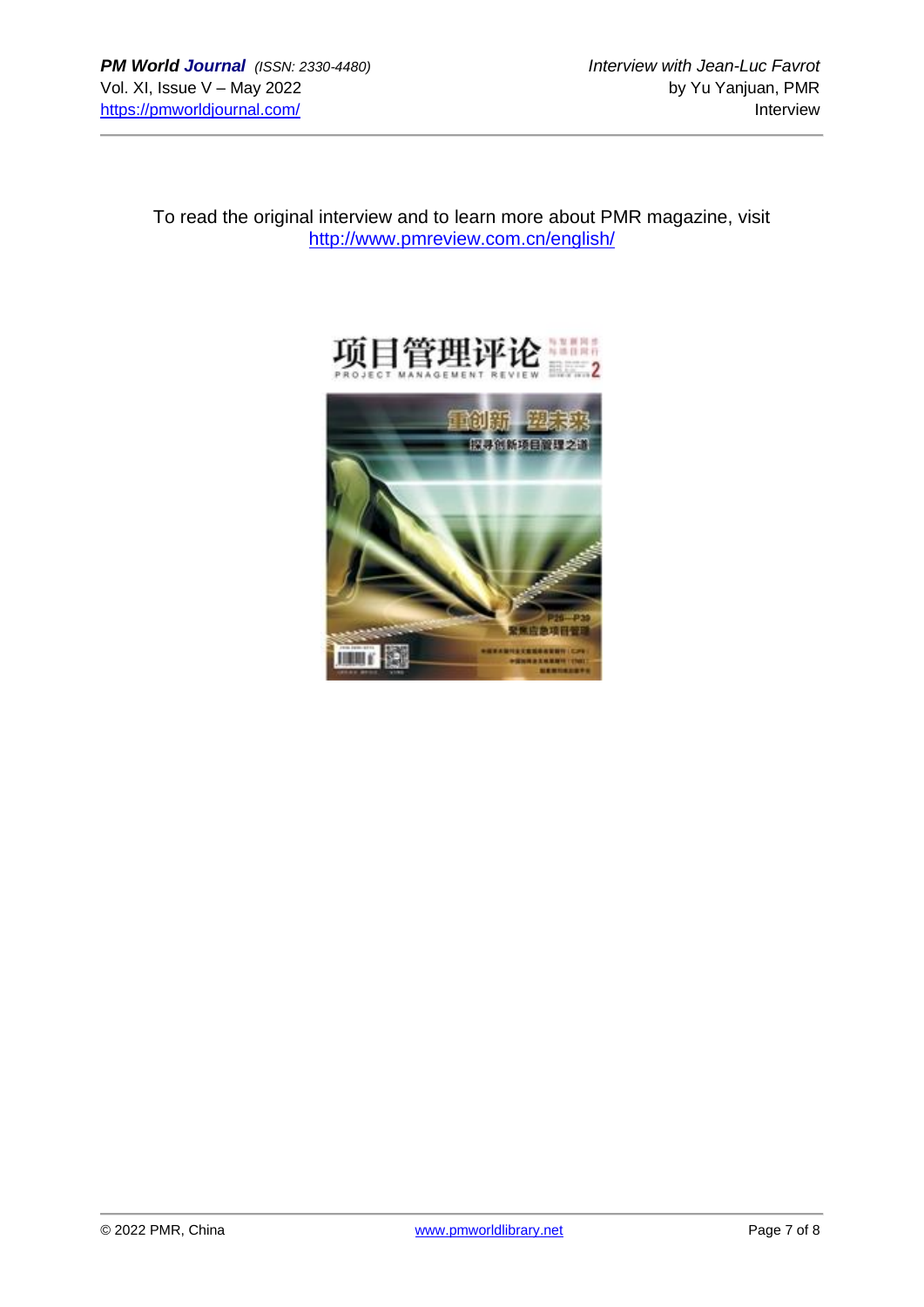To read the original interview and to learn more about PMR magazine, visit
http://www.pmreview.com.cn/english/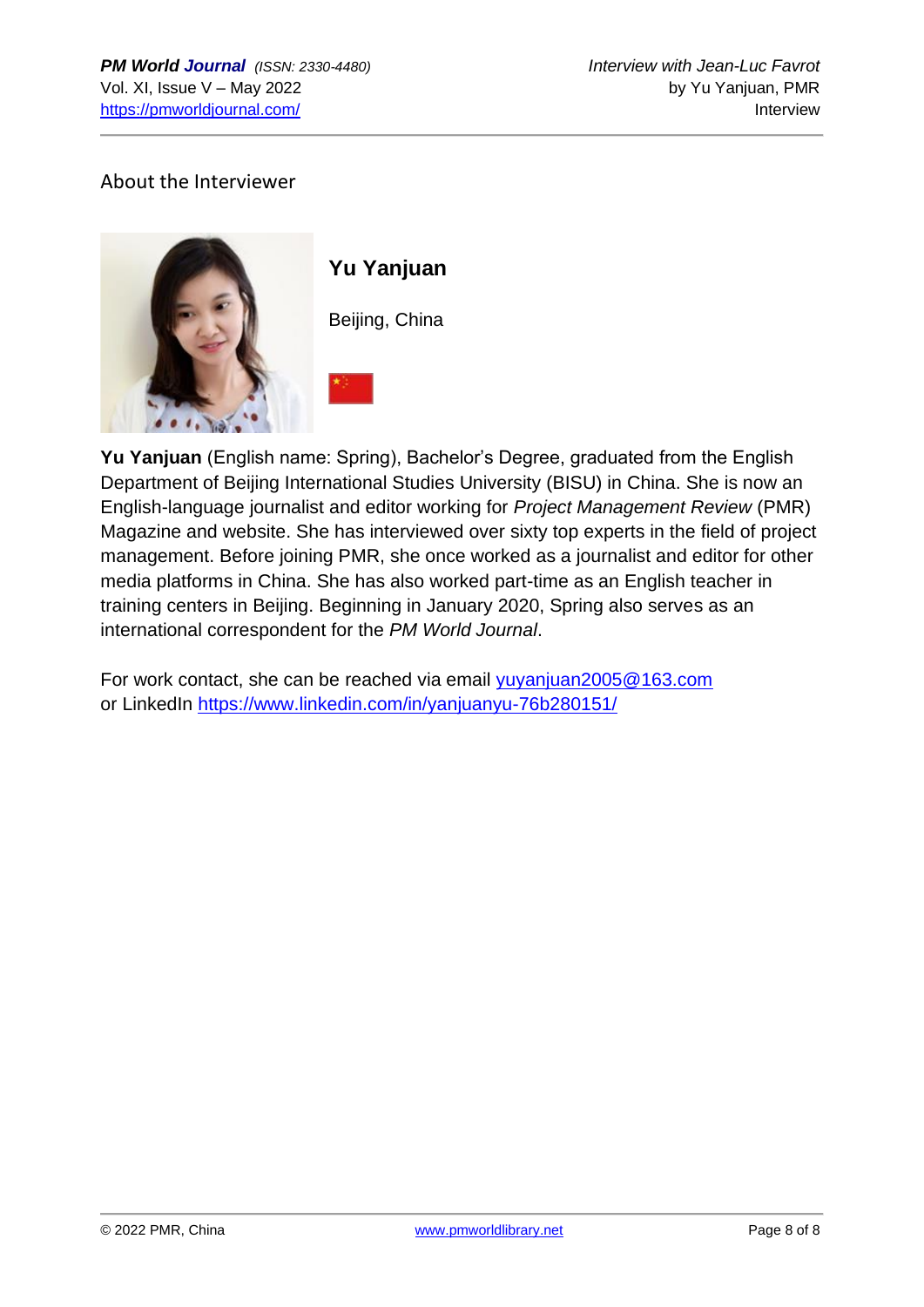## About the Interviewer

### Yu Yanjuan

Beijing, China

**Yu Yanjuan** (English name: Spring), Bachelor's Degree, graduated from the English Department of Beijing International Studies University (BISU) in China. She is now an English-language journalist and editor working for *Project Management Review* (PMR) Magazine and website. She has interviewed over sixty top experts in the field of project management. Before joining PMR, she once worked as a journalist and editor for other media platforms in China. She has also worked part-time as an English teacher in training centers in Beijing. Beginning in January 2020, Spring also serves as an international correspondent for the *PM World Journal*.

For work contact, she can be reached via email yuyanjuan2005@163.com or LinkedIn https://www.linkedin.com/in/yanjuanyu-76b280151/